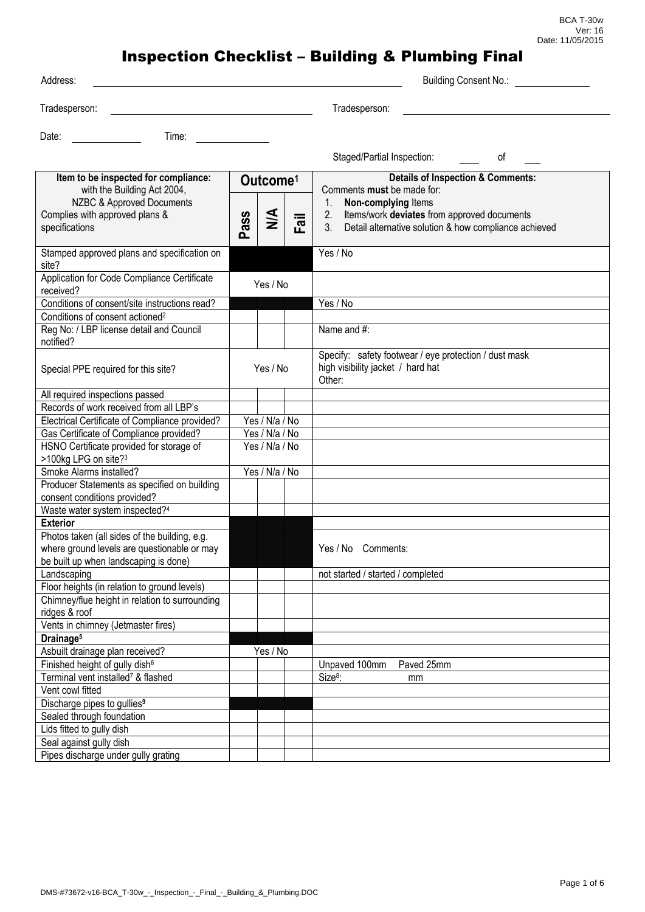BCA T-30w
Ver: 16
Date: 11/05/2015

# Inspection Checklist – Building & Plumbing Final

Address: ______________________ Building Consent No.: __________

Tradesperson: ______________________ Tradesperson: ______________________

Date: __________ Time: __________

Staged/Partial Inspection: ____ of ____

| Item to be inspected for compliance: with the Building Act 2004, NZBC & Approved Documents Complies with approved plans & specifications | Outcome[1] | | | Details of Inspection & Comments: Comments **must** be made for: 1. **Non-complying** Items 2. Items/work **deviates** from approved documents 3. Detail alternative solution & how compliance achieved |
|---|---|---|---|---|
| | Pass | N/A | Fail | |
| Stamped approved plans and specification on site? | | | | Yes / No |
| Application for Code Compliance Certificate received? | Yes / No | | | |
| Conditions of consent/site instructions read? | | | | Yes / No |
| Conditions of consent actioned[2] | | | | |
| Reg No: / LBP license detail and Council notified? | | | | Name and #: |
| Special PPE required for this site? | Yes / No | | | Specify: safety footwear / eye protection / dust mask high visibility jacket / hard hat Other: |
| All required inspections passed | | | | |
| Records of work received from all LBP's | | | | |
| Electrical Certificate of Compliance provided? | Yes / N/a / No | | | |
| Gas Certificate of Compliance provided? | Yes / N/a / No | | | |
| HSNO Certificate provided for storage of >100kg LPG on site?[3] | Yes / N/a / No | | | |
| Smoke Alarms installed? | Yes / N/a / No | | | |
| Producer Statements as specified on building consent conditions provided? | | | | |
| Waste water system inspected?[4] | | | | |
| **Exterior** | | | | |
| Photos taken (all sides of the building, e.g. where ground levels are questionable or may be built up when landscaping is done) | | | | Yes / No Comments: |
| Landscaping | | | | not started / started / completed |
| Floor heights (in relation to ground levels) | | | | |
| Chimney/flue height in relation to surrounding ridges & roof | | | | |
| Vents in chimney (Jetmaster fires) | | | | |
| **Drainage[5]** | | | | |
| Asbuilt drainage plan received? | Yes / No | | | |
| Finished height of gully dish[6] | | | | Unpaved 100mm Paved 25mm |
| Terminal vent installed[7] & flashed | | | | Size[8]: mm |
| Vent cowl fitted | | | | |
| Discharge pipes to gullies**[9]** | | | | |
| Sealed through foundation | | | | |
| Lids fitted to gully dish | | | | |
| Seal against gully dish | | | | |
| Pipes discharge under gully grating | | | | |

DMS-#73672-v16-BCA_T-30w_-_Inspection_-_Final_-_Building_&_Plumbing.DOC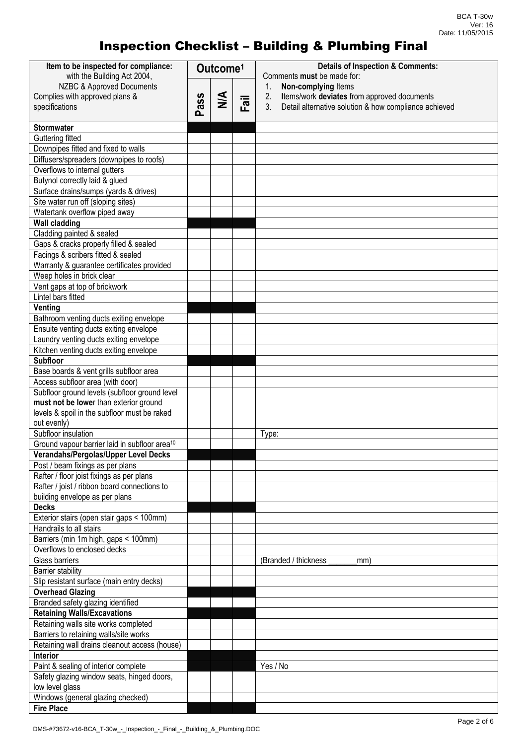# Inspection Checklist – Building & Plumbing Final

| Item to be inspected for compliance: with the Building Act 2004, NZBC & Approved Documents Complies with approved plans & specifications | Outcome[1] | | | Details of Inspection & Comments: Comments **must** be made for: 1. **Non-complying** Items 2. **I**tems/work **deviates** from approved documents 3. Detail alternative solution & how compliance achieved |
|---|---|---|---|---|
| | Pass | N/A | Fail | |
| **Stormwater** | | | | |
| Guttering fitted | | | | |
| Downpipes fitted and fixed to walls | | | | |
| Diffusers/spreaders (downpipes to roofs) | | | | |
| Overflows to internal gutters | | | | |
| Butynol correctly laid & glued | | | | |
| Surface drains/sumps (yards & drives) | | | | |
| Site water run off (sloping sites) | | | | |
| Watertank overflow piped away | | | | |
| **Wall cladding** | | | | |
| Cladding painted & sealed | | | | |
| Gaps & cracks properly filled & sealed | | | | |
| Facings & scribers fitted & sealed | | | | |
| Warranty & guarantee certificates provided | | | | |
| Weep holes in brick clear | | | | |
| Vent gaps at top of brickwork | | | | |
| Lintel bars fitted | | | | |
| **Venting** | | | | |
| Bathroom venting ducts exiting envelope | | | | |
| Ensuite venting ducts exiting envelope | | | | |
| Laundry venting ducts exiting envelope | | | | |
| Kitchen venting ducts exiting envelope | | | | |
| **Subfloor** | | | | |
| Base boards & vent grills subfloor area | | | | |
| Access subfloor area (with door) | | | | |
| Subfloor ground levels (subfloor ground level **must not be lowe**r than exterior ground levels & spoil in the subfloor must be raked out evenly) | | | | |
| Subfloor insulation | | | | Type: |
| Ground vapour barrier laid in subfloor area[10] | | | | |
| **Verandahs/Pergolas/Upper Level Decks** | | | | |
| Post / beam fixings as per plans | | | | |
| Rafter / floor joist fixings as per plans | | | | |
| Rafter / joist / ribbon board connections to building envelope as per plans | | | | |
| **Decks** | | | | |
| Exterior stairs (open stair gaps < 100mm) | | | | |
| Handrails to all stairs | | | | |
| Barriers (min 1m high, gaps < 100mm) | | | | |
| Overflows to enclosed decks | | | | |
| Glass barriers | | | | (Branded / thickness _______mm) |
| Barrier stability | | | | |
| Slip resistant surface (main entry decks) | | | | |
| **Overhead Glazing** | | | | |
| Branded safety glazing identified | | | | |
| **Retaining Walls/Excavations** | | | | |
| Retaining walls site works completed | | | | |
| Barriers to retaining walls/site works | | | | |
| Retaining wall drains cleanout access (house) | | | | |
| **Interior** | | | | |
| Paint & sealing of interior complete | | | | Yes / No |
| Safety glazing window seats, hinged doors, low level glass | | | | |
| Windows (general glazing checked) | | | | |
| **Fire Place** | | | | |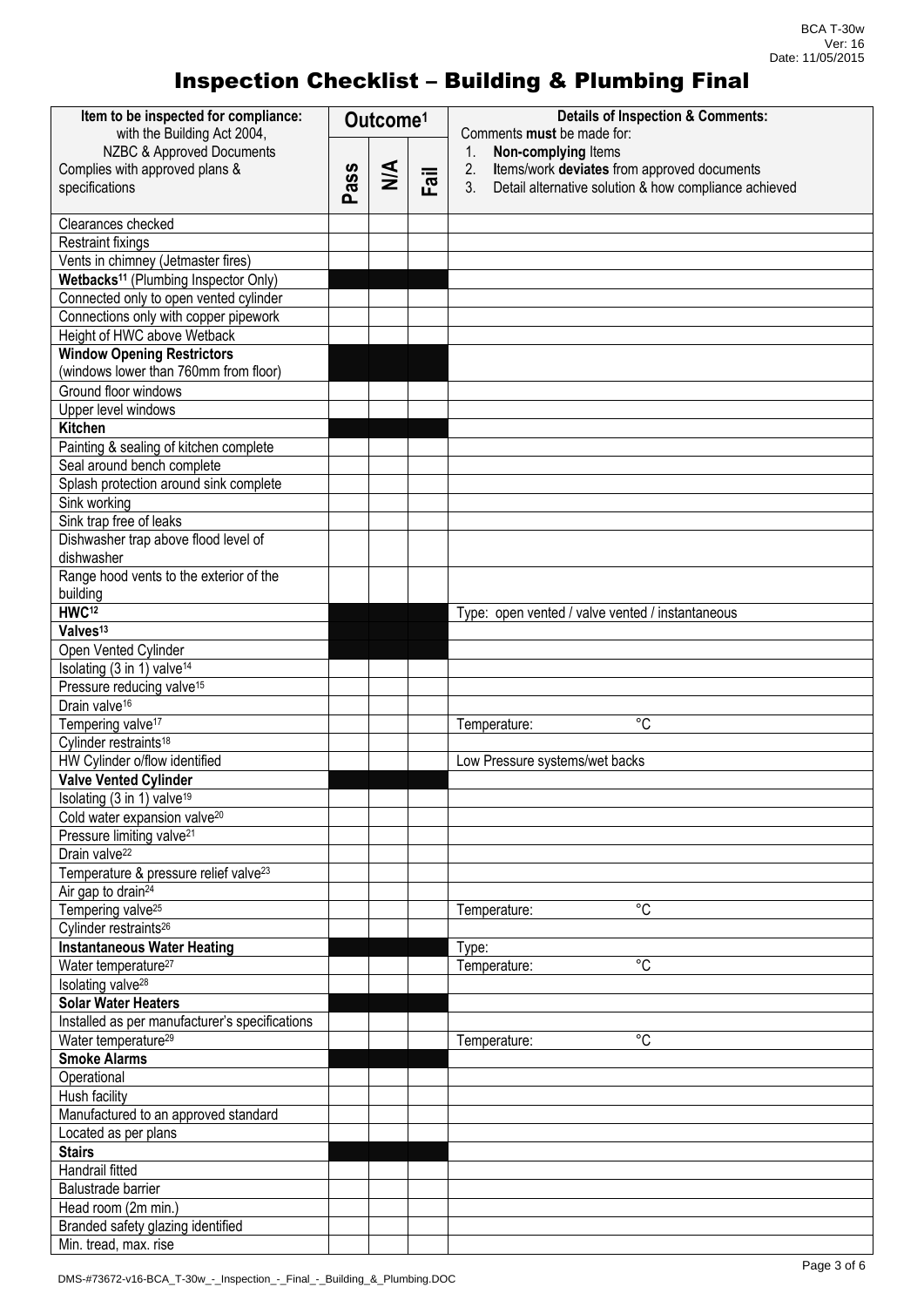# Inspection Checklist – Building & Plumbing Final

| Item to be inspected for compliance: with the Building Act 2004, NZBC & Approved Documents Complies with approved plans & specifications | Outcome[1] | | | Details of Inspection & Comments: Comments **must** be made for: 1. **Non-complying** Items 2. **I**tems/work **deviates** from approved documents 3. Detail alternative solution & how compliance achieved |
|---|---|---|---|---|
| | Pass | N/A | Fail | |
| Clearances checked | | | | |
| Restraint fixings | | | | |
| Vents in chimney (Jetmaster fires) | | | | |
| **Wetbacks[11]** (Plumbing Inspector Only) | | | | |
| Connected only to open vented cylinder | | | | |
| Connections only with copper pipework | | | | |
| Height of HWC above Wetback | | | | |
| **Window Opening Restrictors** (windows lower than 760mm from floor) | | | | |
| Ground floor windows | | | | |
| Upper level windows | | | | |
| **Kitchen** | | | | |
| Painting & sealing of kitchen complete | | | | |
| Seal around bench complete | | | | |
| Splash protection around sink complete | | | | |
| Sink working | | | | |
| Sink trap free of leaks | | | | |
| Dishwasher trap above flood level of dishwasher | | | | |
| Range hood vents to the exterior of the building | | | | |
| **HWC[12]** | | | | Type: open vented / valve vented / instantaneous |
| **Valves[13]** | | | | |
| Open Vented Cylinder | | | | |
| Isolating (3 in 1) valve[14] | | | | |
| Pressure reducing valve[15] | | | | |
| Drain valve[16] | | | | |
| Tempering valve[17] | | | | Temperature: °C |
| Cylinder restraints[18] | | | | |
| HW Cylinder o/flow identified | | | | Low Pressure systems/wet backs |
| **Valve Vented Cylinder** | | | | |
| Isolating (3 in 1) valve[19] | | | | |
| Cold water expansion valve[20] | | | | |
| Pressure limiting valve[21] | | | | |
| Drain valve[22] | | | | |
| Temperature & pressure relief valve[23] | | | | |
| Air gap to drain[24] | | | | |
| Tempering valve[25] | | | | Temperature: °C |
| Cylinder restraints[26] | | | | |
| **Instantaneous Water Heating** | | | | Type: |
| Water temperature[27] | | | | Temperature: °C |
| Isolating valve[28] | | | | |
| **Solar Water Heaters** | | | | |
| Installed as per manufacturer's specifications | | | | |
| Water temperature[29] | | | | Temperature: °C |
| **Smoke Alarms** | | | | |
| Operational | | | | |
| Hush facility | | | | |
| Manufactured to an approved standard | | | | |
| Located as per plans | | | | |
| **Stairs** | | | | |
| Handrail fitted | | | | |
| Balustrade barrier | | | | |
| Head room (2m min.) | | | | |
| Branded safety glazing identified | | | | |
| Min. tread, max. rise | | | | |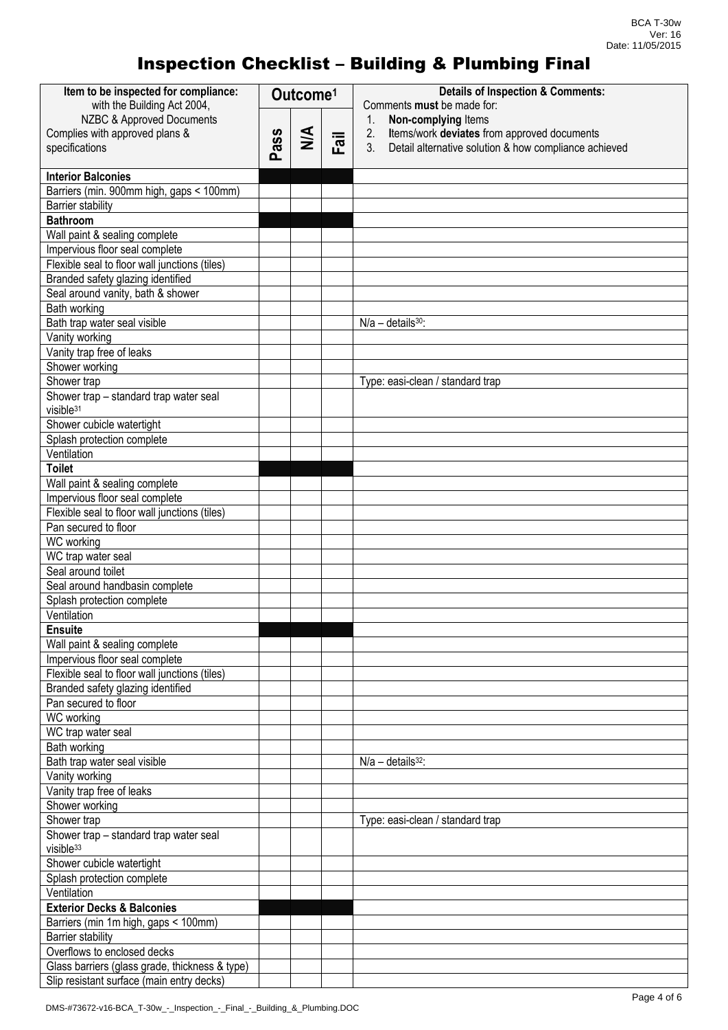# Inspection Checklist – Building & Plumbing Final

| Item to be inspected for compliance: with the Building Act 2004, NZBC & Approved Documents Complies with approved plans & specifications | Outcome[1] | | | Details of Inspection & Comments: Comments **must** be made for: 1. **Non-complying** Items 2. **I**tems/work **deviates** from approved documents 3. Detail alternative solution & how compliance achieved |
|---|---|---|---|---|
| | Pass | N/A | Fail | |
| **Interior Balconies** | | | | |
| Barriers (min. 900mm high, gaps < 100mm) | | | | |
| Barrier stability | | | | |
| **Bathroom** | | | | |
| Wall paint & sealing complete | | | | |
| Impervious floor seal complete | | | | |
| Flexible seal to floor wall junctions (tiles) | | | | |
| Branded safety glazing identified | | | | |
| Seal around vanity, bath & shower | | | | |
| Bath working | | | | |
| Bath trap water seal visible | | | | N/a – details[30]: |
| Vanity working | | | | |
| Vanity trap free of leaks | | | | |
| Shower working | | | | |
| Shower trap | | | | Type: easi-clean / standard trap |
| Shower trap – standard trap water seal visible[31] | | | | |
| Shower cubicle watertight | | | | |
| Splash protection complete | | | | |
| Ventilation | | | | |
| **Toilet** | | | | |
| Wall paint & sealing complete | | | | |
| Impervious floor seal complete | | | | |
| Flexible seal to floor wall junctions (tiles) | | | | |
| Pan secured to floor | | | | |
| WC working | | | | |
| WC trap water seal | | | | |
| Seal around toilet | | | | |
| Seal around handbasin complete | | | | |
| Splash protection complete | | | | |
| Ventilation | | | | |
| **Ensuite** | | | | |
| Wall paint & sealing complete | | | | |
| Impervious floor seal complete | | | | |
| Flexible seal to floor wall junctions (tiles) | | | | |
| Branded safety glazing identified | | | | |
| Pan secured to floor | | | | |
| WC working | | | | |
| WC trap water seal | | | | |
| Bath working | | | | |
| Bath trap water seal visible | | | | N/a – details[32]: |
| Vanity working | | | | |
| Vanity trap free of leaks | | | | |
| Shower working | | | | |
| Shower trap | | | | Type: easi-clean / standard trap |
| Shower trap – standard trap water seal visible[33] | | | | |
| Shower cubicle watertight | | | | |
| Splash protection complete | | | | |
| Ventilation | | | | |
| **Exterior Decks & Balconies** | | | | |
| Barriers (min 1m high, gaps < 100mm) | | | | |
| Barrier stability | | | | |
| Overflows to enclosed decks | | | | |
| Glass barriers (glass grade, thickness & type) | | | | |
| Slip resistant surface (main entry decks) | | | | |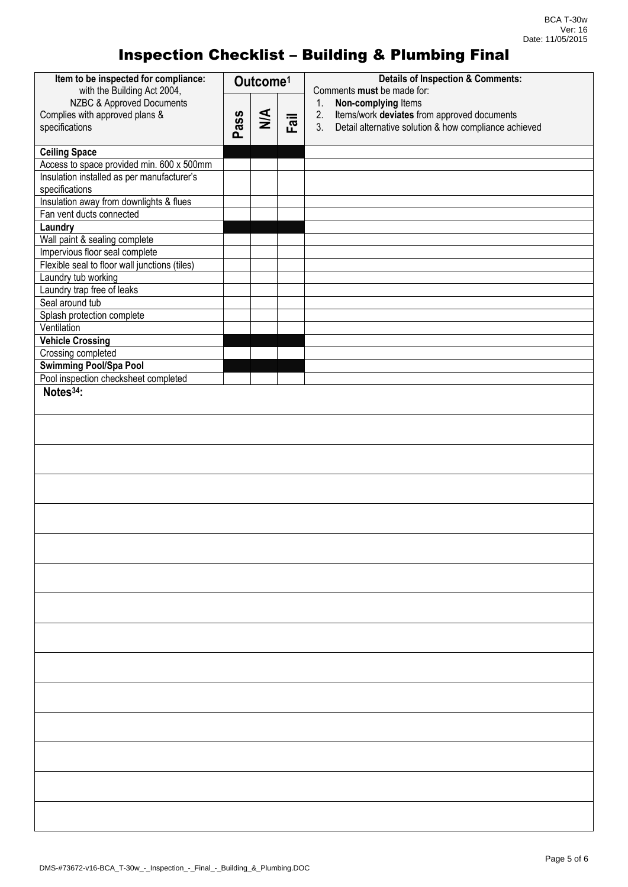# Inspection Checklist – Building & Plumbing Final

| Item to be inspected for compliance: with the Building Act 2004, NZBC & Approved Documents Complies with approved plans & specifications | Outcome[1] | | | Details of Inspection & Comments: Comments **must** be made for: 1. **Non-complying** Items 2. Items/work **deviates** from approved documents 3. Detail alternative solution & how compliance achieved |
|---|---|---|---|---|
| | Pass | N/A | Fail | |
| **Ceiling Space** | | | | |
| Access to space provided min. 600 x 500mm | | | | |
| Insulation installed as per manufacturer's specifications | | | | |
| Insulation away from downlights & flues | | | | |
| Fan vent ducts connected | | | | |
| **Laundry** | | | | |
| Wall paint & sealing complete | | | | |
| Impervious floor seal complete | | | | |
| Flexible seal to floor wall junctions (tiles) | | | | |
| Laundry tub working | | | | |
| Laundry trap free of leaks | | | | |
| Seal around tub | | | | |
| Splash protection complete | | | | |
| Ventilation | | | | |
| **Vehicle Crossing** | | | | |
| Crossing completed | | | | |
| **Swimming Pool/Spa Pool** | | | | |
| Pool inspection checksheet completed | | | | |

**Notes[34]:**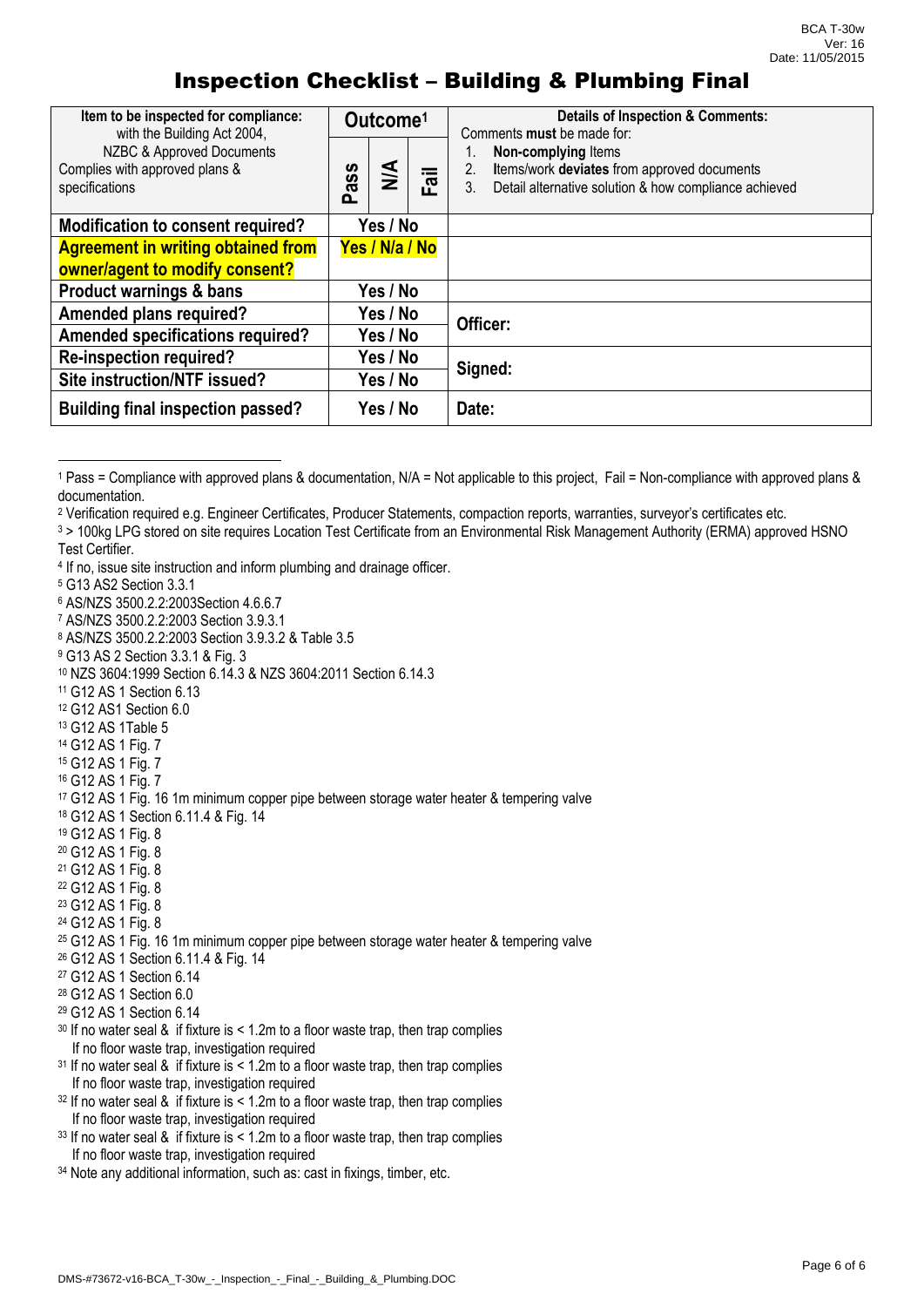# Inspection Checklist – Building & Plumbing Final

| Item to be inspected for compliance: with the Building Act 2004, NZBC & Approved Documents Complies with approved plans & specifications | Outcome[1] | | | Details of Inspection & Comments: Comments **must** be made for: 1. **Non-complying** Items 2. Items/work **deviates** from approved documents 3. Detail alternative solution & how compliance achieved |
|---|---|---|---|---|
| | Pass | N/A | Fail | |
| **Modification to consent required?** | **Yes / No** | | | |
| **Agreement in writing obtained from owner/agent to modify consent?** | **Yes / N/a / No** | | | |
| **Product warnings & bans** | **Yes / No** | | | |
| **Amended plans required?** | **Yes / No** | | | **Officer:** |
| **Amended specifications required?** | **Yes / No** | | | |
| **Re-inspection required?** | **Yes / No** | | | **Signed:** |
| **Site instruction/NTF issued?** | **Yes / No** | | | |
| **Building final inspection passed?** | **Yes / No** | | | **Date:** |

---

[1] Pass = Compliance with approved plans & documentation, N/A = Not applicable to this project, Fail = Non-compliance with approved plans & documentation.

[2] Verification required e.g. Engineer Certificates, Producer Statements, compaction reports, warranties, surveyor's certificates etc.

[3] > 100kg LPG stored on site requires Location Test Certificate from an Environmental Risk Management Authority (ERMA) approved HSNO Test Certifier.

[4] If no, issue site instruction and inform plumbing and drainage officer.

[5] G13 AS2 Section 3.3.1

[6] AS/NZS 3500.2.2:2003Section 4.6.6.7

[7] AS/NZS 3500.2.2:2003 Section 3.9.3.1

[8] AS/NZS 3500.2.2:2003 Section 3.9.3.2 & Table 3.5

[9] G13 AS 2 Section 3.3.1 & Fig. 3

[10] NZS 3604:1999 Section 6.14.3 & NZS 3604:2011 Section 6.14.3

[11] G12 AS 1 Section 6.13

[12] G12 AS1 Section 6.0

[13] G12 AS 1Table 5

[14] G12 AS 1 Fig. 7

[15] G12 AS 1 Fig. 7

[16] G12 AS 1 Fig. 7

[17] G12 AS 1 Fig. 16 1m minimum copper pipe between storage water heater & tempering valve

[18] G12 AS 1 Section 6.11.4 & Fig. 14

[19] G12 AS 1 Fig. 8

[20] G12 AS 1 Fig. 8

[21] G12 AS 1 Fig. 8

[22] G12 AS 1 Fig. 8

[23] G12 AS 1 Fig. 8

[24] G12 AS 1 Fig. 8

[25] G12 AS 1 Fig. 16 1m minimum copper pipe between storage water heater & tempering valve

[26] G12 AS 1 Section 6.11.4 & Fig. 14

[27] G12 AS 1 Section 6.14

[28] G12 AS 1 Section 6.0

[29] G12 AS 1 Section 6.14

[30] If no water seal & if fixture is < 1.2m to a floor waste trap, then trap complies
If no floor waste trap, investigation required

[31] If no water seal & if fixture is < 1.2m to a floor waste trap, then trap complies
If no floor waste trap, investigation required

[32] If no water seal & if fixture is < 1.2m to a floor waste trap, then trap complies
If no floor waste trap, investigation required

[33] If no water seal & if fixture is < 1.2m to a floor waste trap, then trap complies
If no floor waste trap, investigation required

[34] Note any additional information, such as: cast in fixings, timber, etc.